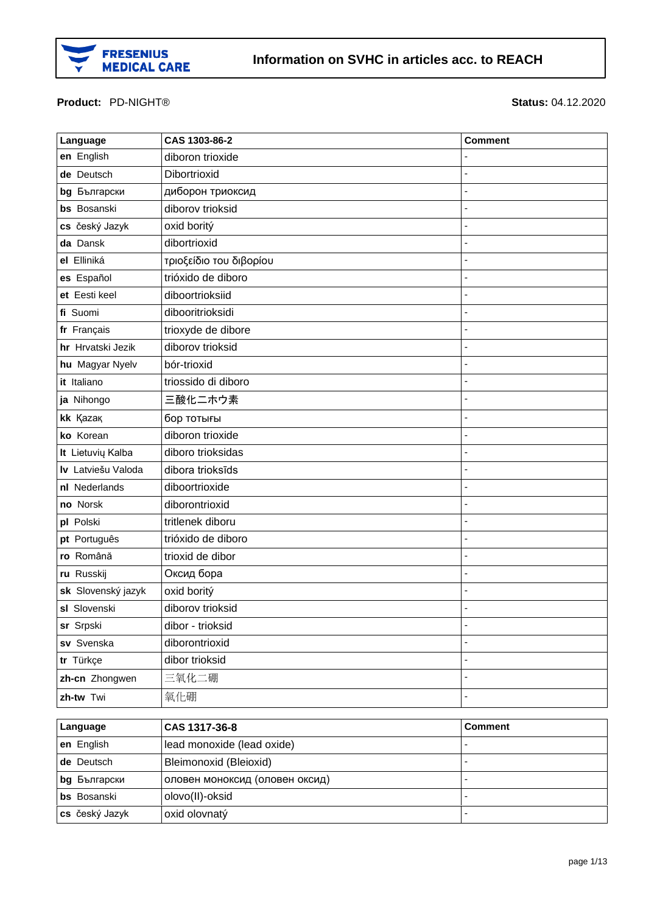# Information on SVHC in articles acc. to REACH

**Product:** PD-NIGHT®

**Status:** 04.12.2020

| Language | CAS 1303-86-2 | Comment |
|---|---|---|
| **en** English | diboron trioxide | - |
| **de** Deutsch | Dibortrioxid | - |
| **bg** Български | диборон триоксид | - |
| **bs** Bosanski | diborov trioksid | - |
| **cs** český Jazyk | oxid boritý | - |
| **da** Dansk | dibortrioxid | - |
| **el** Elliniká | τριοξείδιο του διβορίου | - |
| **es** Español | trióxido de diboro | - |
| **et** Eesti keel | diboortrioksiid | - |
| **fi** Suomi | dibooritrioksidi | - |
| **fr** Français | trioxyde de dibore | - |
| **hr** Hrvatski Jezik | diborov trioksid | - |
| **hu** Magyar Nyelv | bór-trioxid | - |
| **it** Italiano | triossido di diboro | - |
| **ja** Nihongo | 三酸化二ホウ素 | - |
| **kk** Қазақ | бор тотығы | - |
| **ko** Korean | diboron trioxide | - |
| **lt** Lietuvių Kalba | diboro trioksidas | - |
| **lv** Latviešu Valoda | dibora trioksīds | - |
| **nl** Nederlands | diboortrioxide | - |
| **no** Norsk | diborontrioxid | - |
| **pl** Polski | tritlenek diboru | - |
| **pt** Português | trióxido de diboro | - |
| **ro** Românǎ | trioxid de dibor | - |
| **ru** Russkij | Оксид бора | - |
| **sk** Slovenský jazyk | oxid boritý | - |
| **sl** Slovenski | diborov trioksid | - |
| **sr** Srpski | dibor - trioksid | - |
| **sv** Svenska | diborontrioxid | - |
| **tr** Türkçe | dibor trioksid | - |
| **zh-cn** Zhongwen | 三氧化二硼 | - |
| **zh-tw** Twi | 氧化硼 | - |

| Language | CAS 1317-36-8 | Comment |
|---|---|---|
| **en** English | lead monoxide (lead oxide) | - |
| **de** Deutsch | Bleimonoxid (Bleioxid) | - |
| **bg** Български | оловен моноксид (оловен оксид) | - |
| **bs** Bosanski | olovo(II)-oksid | - |
| **cs** český Jazyk | oxid olovnatý | - |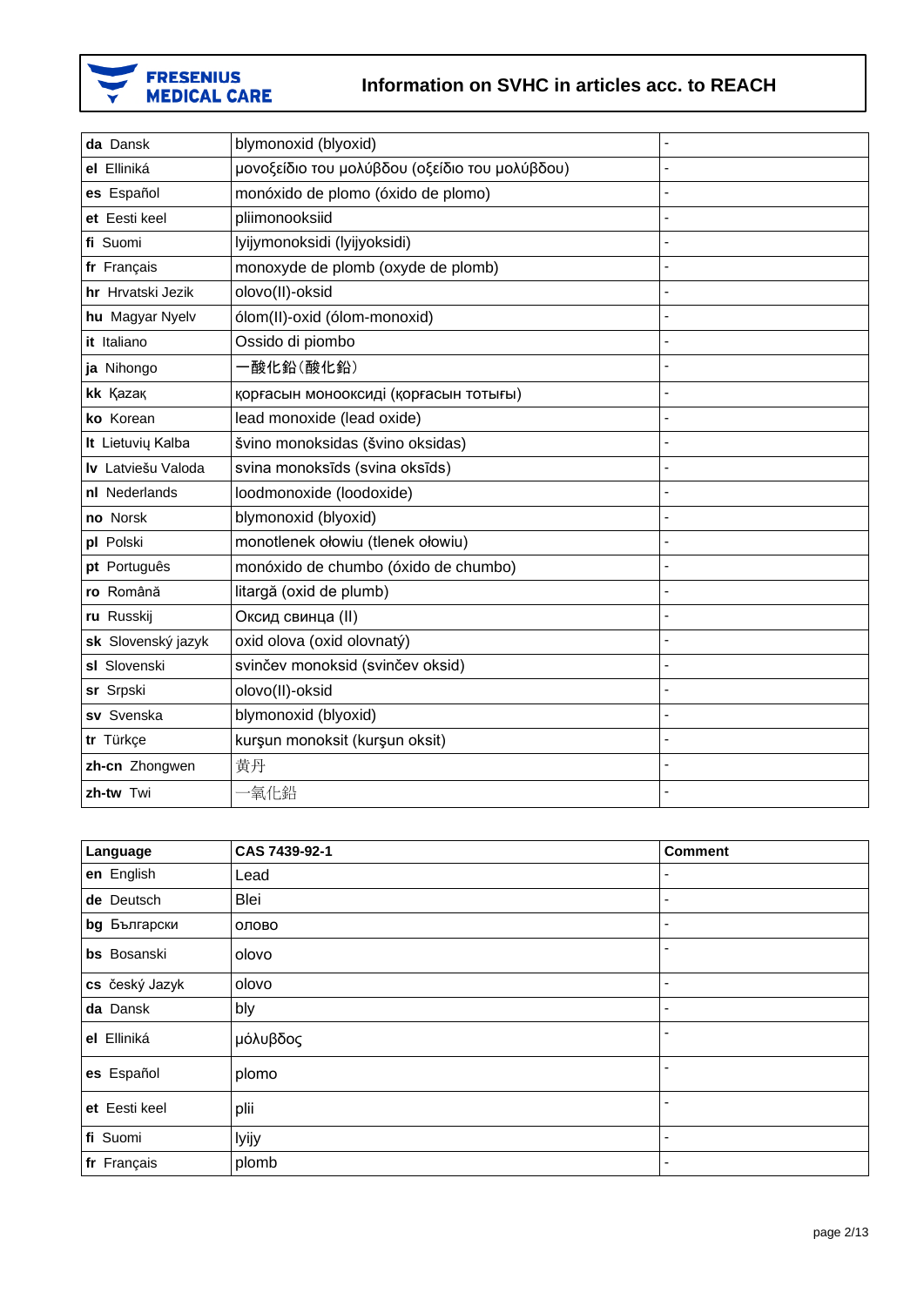| | | |
|---|---|---|
| **da** Dansk | blymonoxid (blyoxid) | - |
| **el** Elliniká | μονοξείδιο του μολύβδου (οξείδιο του μολύβδου) | - |
| **es** Español | monóxido de plomo (óxido de plomo) | - |
| **et** Eesti keel | pliimonooksiid | - |
| **fi** Suomi | lyijymonoksidi (lyijyoksidi) | - |
| **fr** Français | monoxyde de plomb (oxyde de plomb) | - |
| **hr** Hrvatski Jezik | olovo(II)-oksid | - |
| **hu** Magyar Nyelv | ólom(II)-oxid (ólom-monoxid) | - |
| **it** Italiano | Ossido di piombo | - |
| **ja** Nihongo | 一酸化鉛(酸化鉛) | - |
| **kk** Қазақ | қорғасын монооксиді (қорғасын тотығы) | - |
| **ko** Korean | lead monoxide (lead oxide) | - |
| **lt** Lietuvių Kalba | švino monoksidas (švino oksidas) | - |
| **lv** Latviešu Valoda | svina monoksīds (svina oksīds) | - |
| **nl** Nederlands | loodmonoxide (loodoxide) | - |
| **no** Norsk | blymonoxid (blyoxid) | - |
| **pl** Polski | monotlenek ołowiu (tlenek ołowiu) | - |
| **pt** Português | monóxido de chumbo (óxido de chumbo) | - |
| **ro** Română | litargă (oxid de plumb) | - |
| **ru** Russkij | Оксид свинца (II) | - |
| **sk** Slovenský jazyk | oxid olova (oxid olovnatý) | - |
| **sl** Slovenski | svinčev monoksid (svinčev oksid) | - |
| **sr** Srpski | olovo(II)-oksid | - |
| **sv** Svenska | blymonoxid (blyoxid) | - |
| **tr** Türkçe | kurşun monoksit (kurşun oksit) | - |
| **zh-cn** Zhongwen | 黄丹 | - |
| **zh-tw** Twi | 一氧化鉛 | - |

| Language | CAS 7439-92-1 | Comment |
|---|---|---|
| **en** English | Lead | - |
| **de** Deutsch | Blei | - |
| **bg** Български | олово | - |
| **bs** Bosanski | olovo | - |
| **cs** český Jazyk | olovo | - |
| **da** Dansk | bly | - |
| **el** Elliniká | μόλυβδος | - |
| **es** Español | plomo | - |
| **et** Eesti keel | plii | - |
| **fi** Suomi | lyijy | - |
| **fr** Français | plomb | - |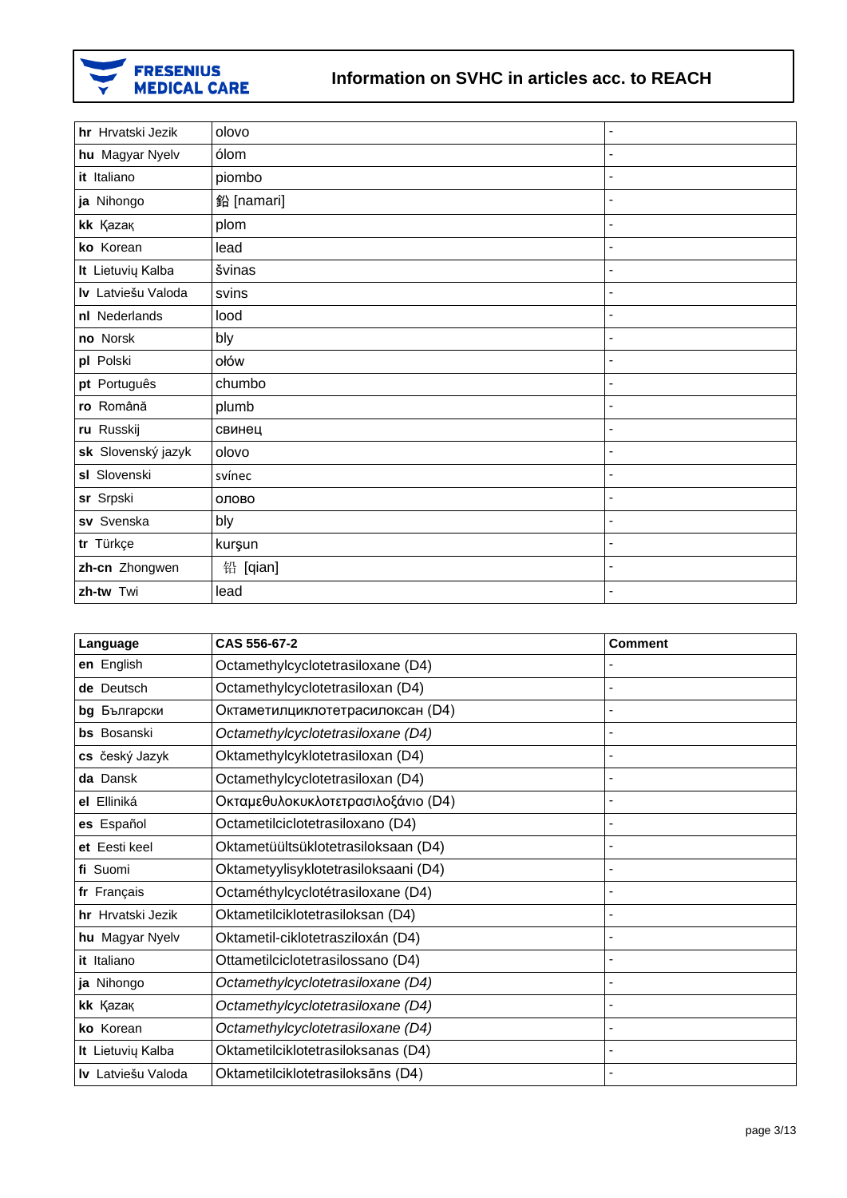| | | |
|---|---|---|
| **hr** Hrvatski Jezik | olovo | - |
| **hu** Magyar Nyelv | ólom | - |
| **it** Italiano | piombo | - |
| **ja** Nihongo | 鉛 [namari] | - |
| **kk** Қазақ | plom | - |
| **ko** Korean | lead | - |
| **lt** Lietuvių Kalba | švinas | - |
| **lv** Latviešu Valoda | svins | - |
| **nl** Nederlands | lood | - |
| **no** Norsk | bly | - |
| **pl** Polski | ołów | - |
| **pt** Português | chumbo | - |
| **ro** Română | plumb | - |
| **ru** Russkij | свинец | - |
| **sk** Slovenský jazyk | olovo | - |
| **sl** Slovenski | svínec | - |
| **sr** Srpski | олово | - |
| **sv** Svenska | bly | - |
| **tr** Türkçe | kurşun | - |
| **zh-cn** Zhongwen | 铅 [qian] | - |
| **zh-tw** Twi | lead | - |

| Language | CAS 556-67-2 | Comment |
|---|---|---|
| **en** English | Octamethylcyclotetrasiloxane (D4) | - |
| **de** Deutsch | Octamethylcyclotetrasiloxan (D4) | - |
| **bg** Български | Октаметилциклотетрасилоксан (D4) | - |
| **bs** Bosanski | *Octamethylcyclotetrasiloxane (D4)* | - |
| **cs** český Jazyk | Oktamethylcyklotetrasiloxan (D4) | - |
| **da** Dansk | Octamethylcyclotetrasiloxan (D4) | - |
| **el** Elliniká | Οκταμεθυλοκυκλοτετρασιλοξάνιο (D4) | - |
| **es** Español | Octametilciclotetrasiloxano (D4) | - |
| **et** Eesti keel | Oktametüültsüklotetrasiloksaan (D4) | - |
| **fi** Suomi | Oktametyylisyklotetrasiloksaani (D4) | - |
| **fr** Français | Octaméthylcyclotétrasiloxane (D4) | - |
| **hr** Hrvatski Jezik | Oktametilciklotetrasiloksan (D4) | - |
| **hu** Magyar Nyelv | Oktametil-ciklotetrasziloxán (D4) | - |
| **it** Italiano | Ottametilciclotetrasilossano (D4) | - |
| **ja** Nihongo | *Octamethylcyclotetrasiloxane (D4)* | - |
| **kk** Қазақ | *Octamethylcyclotetrasiloxane (D4)* | - |
| **ko** Korean | *Octamethylcyclotetrasiloxane (D4)* | - |
| **lt** Lietuvių Kalba | Oktametilciklotetrasiloksanas (D4) | - |
| **lv** Latviešu Valoda | Oktametilciklotetrasiloksāns (D4) | - |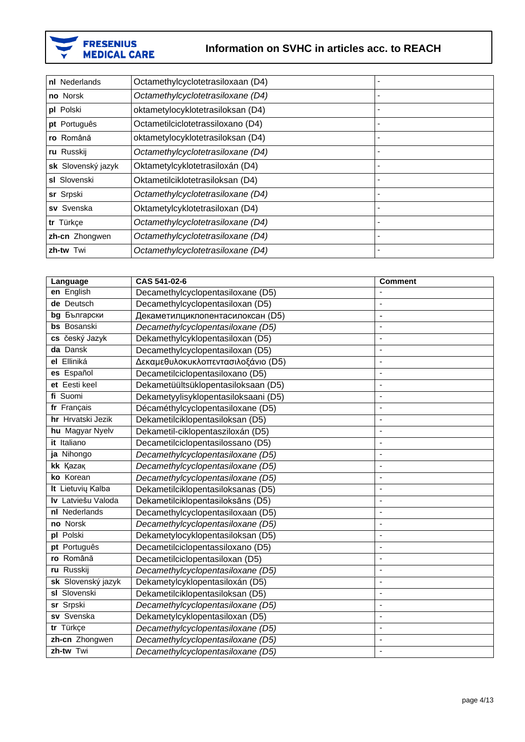| | | |
|---|---|---|
| **nl** Nederlands | Octamethylcyclotetrasiloxaan (D4) | - |
| **no** Norsk | *Octamethylcyclotetrasiloxane (D4)* | - |
| **pl** Polski | oktametylocyklotetrasiloksan (D4) | - |
| **pt** Português | Octametilciclotetrassiloxano (D4) | - |
| **ro** Română | oktametylocyklotetrasiloksan (D4) | - |
| **ru** Russkij | *Octamethylcyclotetrasiloxane (D4)* | - |
| **sk** Slovenský jazyk | Oktametylcyklotetrasiloxán (D4) | - |
| **sl** Slovenski | Oktametilciklotetrasiloksan (D4) | - |
| **sr** Srpski | *Octamethylcyclotetrasiloxane (D4)* | - |
| **sv** Svenska | Oktametylcyklotetrasiloxan (D4) | - |
| **tr** Türkçe | *Octamethylcyclotetrasiloxane (D4)* | - |
| **zh-cn** Zhongwen | *Octamethylcyclotetrasiloxane (D4)* | - |
| **zh-tw** Twi | *Octamethylcyclotetrasiloxane (D4)* | - |

| Language | CAS 541-02-6 | Comment |
|---|---|---|
| **en** English | Decamethylcyclopentasiloxane (D5) | - |
| **de** Deutsch | Decamethylcyclopentasiloxan (D5) | - |
| **bg** Български | Декаметилциклопентасилоксан (D5) | - |
| **bs** Bosanski | *Decamethylcyclopentasiloxane (D5)* | - |
| **cs** český Jazyk | Dekamethylcyklopentasiloxan (D5) | - |
| **da** Dansk | Decamethylcyclopentasiloxan (D5) | - |
| **el** Elliniká | Δεκαμεθυλοκυκλοπεντασιλοξάνιο (D5) | - |
| **es** Español | Decametilciclopentasiloxano (D5) | - |
| **et** Eesti keel | Dekametüültsüklopentasiloksaan (D5) | - |
| **fi** Suomi | Dekametyylisyklopentasiloksaani (D5) | - |
| **fr** Français | Décaméthylcyclopentasiloxane (D5) | - |
| **hr** Hrvatski Jezik | Dekametilciklopentasiloksan (D5) | - |
| **hu** Magyar Nyelv | Dekametil-ciklopentasziloxán (D5) | - |
| **it** Italiano | Decametilciclopentasilossano (D5) | - |
| **ja** Nihongo | *Decamethylcyclopentasiloxane (D5)* | - |
| **kk** Қазақ | *Decamethylcyclopentasiloxane (D5)* | - |
| **ko** Korean | *Decamethylcyclopentasiloxane (D5)* | - |
| **lt** Lietuvių Kalba | Dekametilciklopentasiloksanas (D5) | - |
| **lv** Latviešu Valoda | Dekametilciklopentasiloksāns (D5) | - |
| **nl** Nederlands | Decamethylcyclopentasiloxaan (D5) | - |
| **no** Norsk | *Decamethylcyclopentasiloxane (D5)* | - |
| **pl** Polski | Dekametylocyklopentasiloksan (D5) | - |
| **pt** Português | Decametilciclopentassiloxano (D5) | - |
| **ro** Română | Decametilciclopentasiloxan (D5) | - |
| **ru** Russkij | *Decamethylcyclopentasiloxane (D5)* | - |
| **sk** Slovenský jazyk | Dekametylcyklopentasiloxán (D5) | - |
| **sl** Slovenski | Dekametilciklopentasiloksan (D5) | - |
| **sr** Srpski | *Decamethylcyclopentasiloxane (D5)* | - |
| **sv** Svenska | Dekametylcyklopentasiloxan (D5) | - |
| **tr** Türkçe | *Decamethylcyclopentasiloxane (D5)* | - |
| **zh-cn** Zhongwen | *Decamethylcyclopentasiloxane (D5)* | - |
| **zh-tw** Twi | *Decamethylcyclopentasiloxane (D5)* | - |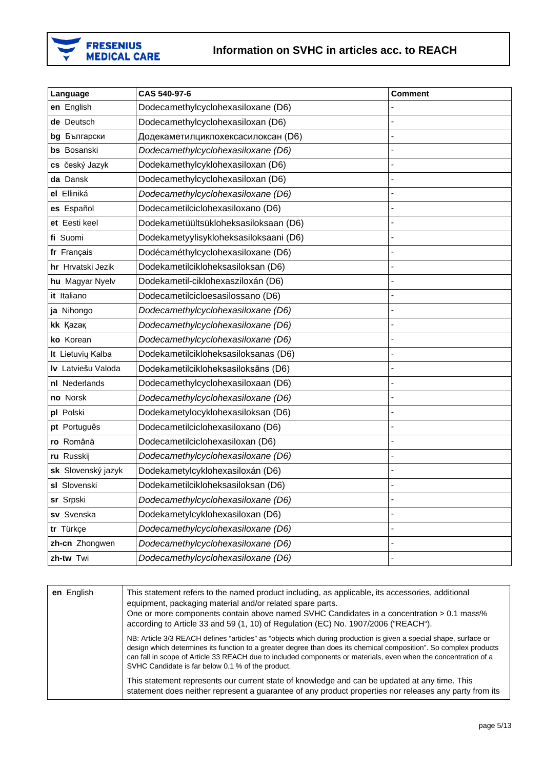| Language | CAS 540-97-6 | Comment |
|---|---|---|
| **en** English | Dodecamethylcyclohexasiloxane (D6) | - |
| **de** Deutsch | Dodecamethylcyclohexasiloxan (D6) | - |
| **bg** Български | Додекаметилциклохексасилоксан (D6) | - |
| **bs** Bosanski | *Dodecamethylcyclohexasiloxane (D6)* | - |
| **cs** český Jazyk | Dodekamethylcyklohexasiloxan (D6) | - |
| **da** Dansk | Dodecamethylcyclohexasiloxan (D6) | - |
| **el** Elliniká | *Dodecamethylcyclohexasiloxane (D6)* | - |
| **es** Español | Dodecametilciclohexasiloxano (D6) | - |
| **et** Eesti keel | Dodekametüültsükloheksasiloksaan (D6) | - |
| **fi** Suomi | Dodekametyylisykloheksasiloksaani (D6) | - |
| **fr** Français | Dodécaméthylcyclohexasiloxane (D6) | - |
| **hr** Hrvatski Jezik | Dodekametilcikloheksasiloksan (D6) | - |
| **hu** Magyar Nyelv | Dodekametil-ciklohexasziloxán (D6) | - |
| **it** Italiano | Dodecametilcicloesasilossano (D6) | - |
| **ja** Nihongo | *Dodecamethylcyclohexasiloxane (D6)* | - |
| **kk** Қазақ | *Dodecamethylcyclohexasiloxane (D6)* | - |
| **ko** Korean | *Dodecamethylcyclohexasiloxane (D6)* | - |
| **lt** Lietuvių Kalba | Dodekametilcikloheksasiloksanas (D6) | - |
| **lv** Latviešu Valoda | Dodekametilcikloheksasiloksāns (D6) | - |
| **nl** Nederlands | Dodecamethylcyclohexasiloxaan (D6) | - |
| **no** Norsk | *Dodecamethylcyclohexasiloxane (D6)* | - |
| **pl** Polski | Dodekametylocykloheksasiloksan (D6) | - |
| **pt** Português | Dodecametilciclohexasiloxano (D6) | - |
| **ro** Română | Dodecametilciclohexasiloxan (D6) | - |
| **ru** Russkij | *Dodecamethylcyclohexasiloxane (D6)* | - |
| **sk** Slovenský jazyk | Dodekametylcyklohexasiloxán (D6) | - |
| **sl** Slovenski | Dodekametilcikloheksasiloksan (D6) | - |
| **sr** Srpski | *Dodecamethylcyclohexasiloxane (D6)* | - |
| **sv** Svenska | Dodekametylcyklohexasiloxan (D6) | - |
| **tr** Türkçe | *Dodecamethylcyclohexasiloxane (D6)* | - |
| **zh-cn** Zhongwen | *Dodecamethylcyclohexasiloxane (D6)* | - |
| **zh-tw** Twi | *Dodecamethylcyclohexasiloxane (D6)* | - |

| | |
|---|---|
| **en** English | This statement refers to the named product including, as applicable, its accessories, additional equipment, packaging material and/or related spare parts.<br>One or more components contain above named SVHC Candidates in a concentration > 0.1 mass% according to Article 33 and 59 (1, 10) of Regulation (EC) No. 1907/2006 ("REACH").<br><br>NB: Article 3/3 REACH defines "articles" as "objects which during production is given a special shape, surface or design which determines its function to a greater degree than does its chemical composition". So complex products can fall in scope of Article 33 REACH due to included components or materials, even when the concentration of a SVHC Candidate is far below 0.1 % of the product.<br><br>This statement represents our current state of knowledge and can be updated at any time. This statement does neither represent a guarantee of any product properties nor releases any party from its |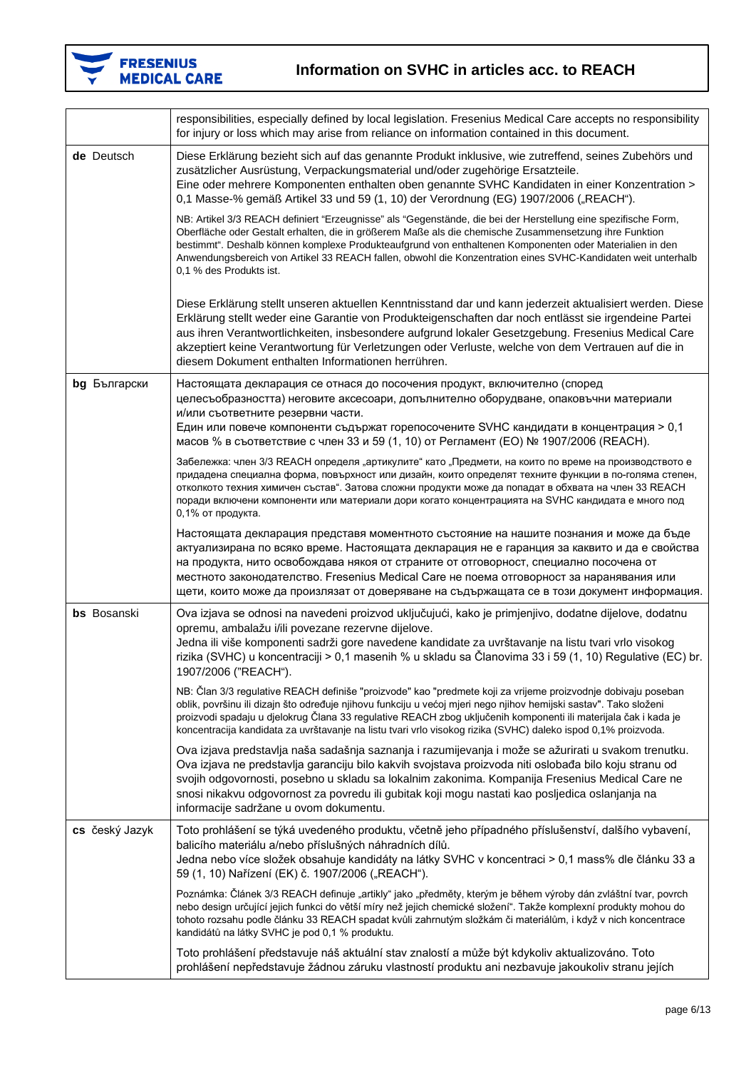| | |
|---|---|
| | responsibilities, especially defined by local legislation. Fresenius Medical Care accepts no responsibility for injury or loss which may arise from reliance on information contained in this document. |
| **de** Deutsch | Diese Erklärung bezieht sich auf das genannte Produkt inklusive, wie zutreffend, seines Zubehörs und zusätzlicher Ausrüstung, Verpackungsmaterial und/oder zugehörige Ersatzteile.<br>Eine oder mehrere Komponenten enthalten oben genannte SVHC Kandidaten in einer Konzentration > 0,1 Masse-% gemäß Artikel 33 und 59 (1, 10) der Verordnung (EG) 1907/2006 („REACH“).<br><br>NB: Artikel 3/3 REACH definiert “Erzeugnisse” als “Gegenstände, die bei der Herstellung eine spezifische Form, Oberfläche oder Gestalt erhalten, die in größerem Maße als die chemische Zusammensetzung ihre Funktion bestimmt“. Deshalb können komplexe Produkteaufgrund von enthaltenen Komponenten oder Materialien in den Anwendungsbereich von Artikel 33 REACH fallen, obwohl die Konzentration eines SVHC-Kandidaten weit unterhalb 0,1 % des Produkts ist.<br><br>Diese Erklärung stellt unseren aktuellen Kenntnisstand dar und kann jederzeit aktualisiert werden. Diese Erklärung stellt weder eine Garantie von Produkteigenschaften dar noch entlässt sie irgendeine Partei aus ihren Verantwortlichkeiten, insbesondere aufgrund lokaler Gesetzgebung. Fresenius Medical Care akzeptiert keine Verantwortung für Verletzungen oder Verluste, welche von dem Vertrauen auf die in diesem Dokument enthalten Informationen herrühren. |
| **bg** Български | Настоящата декларация се отнася до посочения продукт, включително (според целесъобразността) неговите аксесоари, допълнително оборудване, опаковъчни материали и/или съответните резервни части.<br>Един или повече компоненти съдържат горепосочените SVHC кандидати в концентрация > 0,1 масов % в съответствие с член 33 и 59 (1, 10) от Регламент (ЕО) № 1907/2006 (REACH).<br><br>Забележка: член 3/3 REACH определя „артикулите“ като „Предмети, на които по време на производството е придадена специална форма, повърхност или дизайн, които определят техните функции в по-голяма степен, отколкото техния химичен състав“. Затова сложни продукти може да попадат в обхвата на член 33 REACH поради включени компоненти или материали дори когато концентрацията на SVHC кандидата е много под 0,1% от продукта.<br><br>Настоящата декларация представя моментното състояние на нашите познания и може да бъде актуализирана по всяко време. Настоящата декларация не е гаранция за каквито и да е свойства на продукта, нито освобождава някоя от страните от отговорност, специално посочена от местното законодателство. Fresenius Medical Care не поема отговорност за наранявания или щети, които може да произлязат от доверяване на съдържащата се в този документ информация. |
| **bs** Bosanski | Ova izjava se odnosi na navedeni proizvod uključujući, kako je primjenjivo, dodatne dijelove, dodatnu opremu, ambalažu i/ili povezane rezervne dijelove.<br>Jedna ili više komponenti sadrži gore navedene kandidate za uvrštavanje na listu tvari vrlo visokog rizika (SVHC) u koncentraciji > 0,1 masenih % u skladu sa Članovima 33 i 59 (1, 10) Regulative (EC) br. 1907/2006 ("REACH").<br><br>NB: Član 3/3 regulative REACH definiše "proizvode" kao "predmete koji za vrijeme proizvodnje dobivaju poseban oblik, površinu ili dizajn što određuje njihovu funkciju u većoj mjeri nego njihov hemijski sastav". Tako složeni proizvodi spadaju u djelokrug Člana 33 regulative REACH zbog uključenih komponenti ili materijala čak i kada je koncentracija kandidata za uvrštavanje na listu tvari vrlo visokog rizika (SVHC) daleko ispod 0,1% proizvoda.<br><br>Ova izjava predstavlja naša sadašnja saznanja i razumijevanja i može se ažurirati u svakom trenutku. Ova izjava ne predstavlja garanciju bilo kakvih svojstava proizvoda niti oslobađa bilo koju stranu od svojih odgovornosti, posebno u skladu sa lokalnim zakonima. Kompanija Fresenius Medical Care ne snosi nikakvu odgovornost za povredu ili gubitak koji mogu nastati kao posljedica oslanjanja na informacije sadržane u ovom dokumentu. |
| **cs** český Jazyk | Toto prohlášení se týká uvedeného produktu, včetně jeho případného příslušenství, dalšího vybavení, balicího materiálu a/nebo příslušných náhradních dílů.<br>Jedna nebo více složek obsahuje kandidáty na látky SVHC v koncentraci > 0,1 mass% dle článku 33 a 59 (1, 10) Nařízení (EK) č. 1907/2006 („REACH“).<br><br>Poznámka: Článek 3/3 REACH definuje „artikly“ jako „předměty, kterým je během výroby dán zvláštní tvar, povrch nebo design určující jejich funkci do větší míry než jejich chemické složení“. Takže komplexní produkty mohou do tohoto rozsahu podle článku 33 REACH spadat kvůli zahrnutým složkám či materiálům, i když v nich koncentrace kandidátů na látky SVHC je pod 0,1 % produktu.<br><br>Toto prohlášení představuje náš aktuální stav znalostí a může být kdykoliv aktualizováno. Toto prohlášení nepředstavuje žádnou záruku vlastností produktu ani nezbavuje jakoukoliv stranu jejích |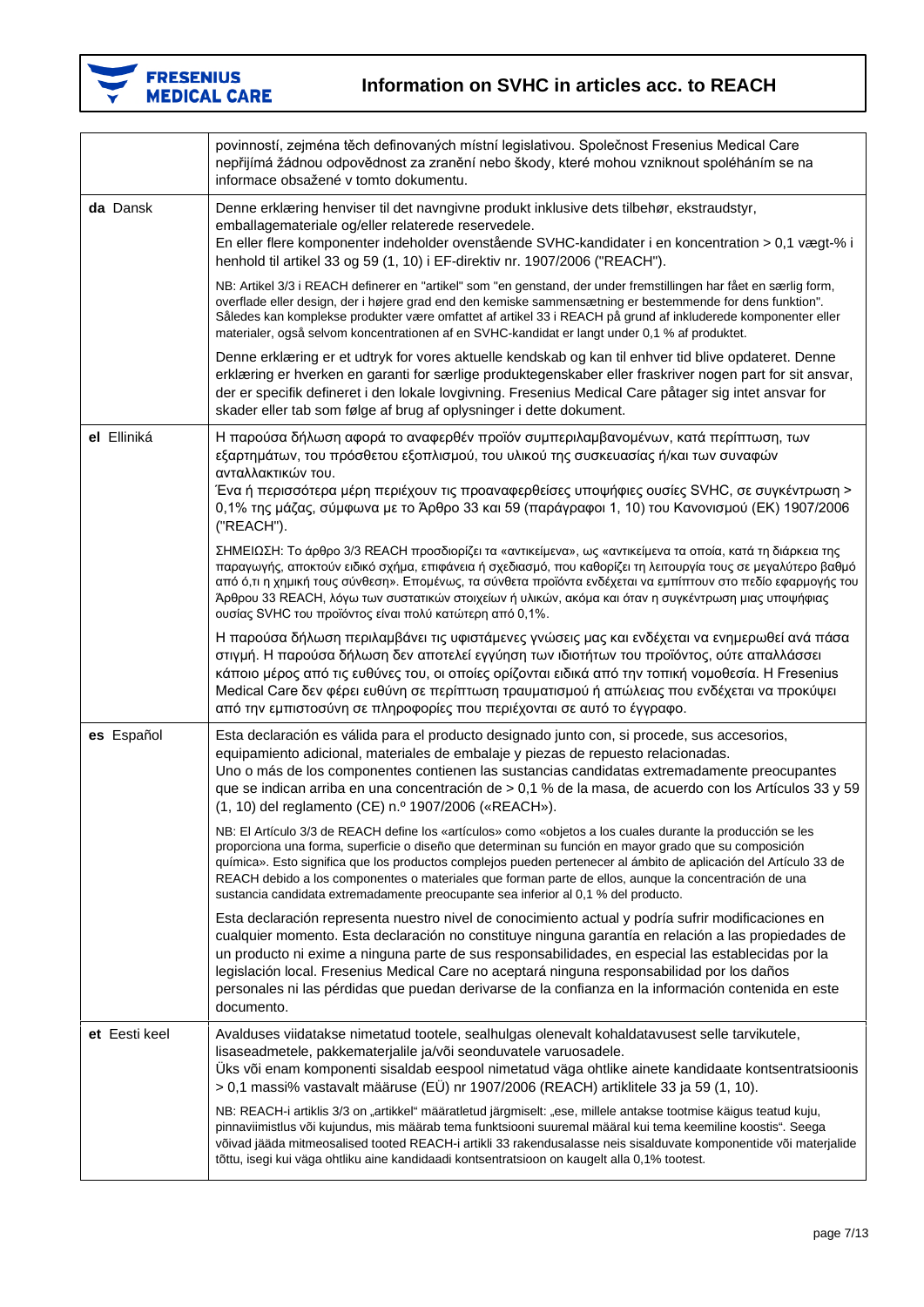| | |
|---|---|
| | povinností, zejména těch definovaných místní legislativou. Společnost Fresenius Medical Care nepřijímá žádnou odpovědnost za zranění nebo škody, které mohou vzniknout spoléháním se na informace obsažené v tomto dokumentu. |
| **da** Dansk | Denne erklæring henviser til det navngivne produkt inklusive dets tilbehør, ekstraudstyr, emballagemateriale og/eller relaterede reservedele.<br>En eller flere komponenter indeholder ovenstående SVHC-kandidater i en koncentration > 0,1 vægt-% i henhold til artikel 33 og 59 (1, 10) i EF-direktiv nr. 1907/2006 ("REACH").<br><br>NB: Artikel 3/3 i REACH definerer en "artikel" som "en genstand, der under fremstillingen har fået en særlig form, overflade eller design, der i højere grad end den kemiske sammensætning er bestemmende for dens funktion". Således kan komplekse produkter være omfattet af artikel 33 i REACH på grund af inkluderede komponenter eller materialer, også selvom koncentrationen af en SVHC-kandidat er langt under 0,1 % af produktet.<br><br>Denne erklæring er et udtryk for vores aktuelle kendskab og kan til enhver tid blive opdateret. Denne erklæring er hverken en garanti for særlige produktegenskaber eller fraskriver nogen part for sit ansvar, der er specifik defineret i den lokale lovgivning. Fresenius Medical Care påtager sig intet ansvar for skader eller tab som følge af brug af oplysninger i dette dokument. |
| **el** Elliniká | Η παρούσα δήλωση αφορά το αναφερθέν προϊόν συμπεριλαμβανομένων, κατά περίπτωση, των εξαρτημάτων, του πρόσθετου εξοπλισμού, του υλικού της συσκευασίας ή/και των συναφών ανταλλακτικών του.<br>Ένα ή περισσότερα μέρη περιέχουν τις προαναφερθείσες υποψήφιες ουσίες SVHC, σε συγκέντρωση > 0,1% της μάζας, σύμφωνα με το Άρθρο 33 και 59 (παράγραφοι 1, 10) του Κανονισμού (ΕΚ) 1907/2006 ("REACH").<br><br>ΣΗΜΕΙΩΣΗ: Το άρθρο 3/3 REACH προσδιορίζει τα «αντικείμενα», ως «αντικείμενα τα οποία, κατά τη διάρκεια της παραγωγής, αποκτούν ειδικό σχήμα, επιφάνεια ή σχεδιασμό, που καθορίζει τη λειτουργία τους σε μεγαλύτερο βαθμό από ό,τι η χημική τους σύνθεση». Επομένως, τα σύνθετα προϊόντα ενδέχεται να εμπίπτουν στο πεδίο εφαρμογής του Άρθρου 33 REACH, λόγω των συστατικών στοιχείων ή υλικών, ακόμα και όταν η συγκέντρωση μιας υποψήφιας ουσίας SVHC του προϊόντος είναι πολύ κατώτερη από 0,1%.<br><br>Η παρούσα δήλωση περιλαμβάνει τις υφιστάμενες γνώσεις μας και ενδέχεται να ενημερωθεί ανά πάσα στιγμή. Η παρούσα δήλωση δεν αποτελεί εγγύηση των ιδιοτήτων του προϊόντος, ούτε απαλλάσσει κάποιο μέρος από τις ευθύνες του, οι οποίες ορίζονται ειδικά από την τοπική νομοθεσία. Η Fresenius Medical Care δεν φέρει ευθύνη σε περίπτωση τραυματισμού ή απώλειας που ενδέχεται να προκύψει από την εμπιστοσύνη σε πληροφορίες που περιέχονται σε αυτό το έγγραφο. |
| **es** Español | Esta declaración es válida para el producto designado junto con, si procede, sus accesorios, equipamiento adicional, materiales de embalaje y piezas de repuesto relacionadas.<br>Uno o más de los componentes contienen las sustancias candidatas extremadamente preocupantes que se indican arriba en una concentración de > 0,1 % de la masa, de acuerdo con los Artículos 33 y 59 (1, 10) del reglamento (CE) n.º 1907/2006 («REACH»).<br><br>NB: El Artículo 3/3 de REACH define los «artículos» como «objetos a los cuales durante la producción se les proporciona una forma, superficie o diseño que determinan su función en mayor grado que su composición química». Esto significa que los productos complejos pueden pertenecer al ámbito de aplicación del Artículo 33 de REACH debido a los componentes o materiales que forman parte de ellos, aunque la concentración de una sustancia candidata extremadamente preocupante sea inferior al 0,1 % del producto.<br><br>Esta declaración representa nuestro nivel de conocimiento actual y podría sufrir modificaciones en cualquier momento. Esta declaración no constituye ninguna garantía en relación a las propiedades de un producto ni exime a ninguna parte de sus responsabilidades, en especial las establecidas por la legislación local. Fresenius Medical Care no aceptará ninguna responsabilidad por los daños personales ni las pérdidas que puedan derivarse de la confianza en la información contenida en este documento. |
| **et** Eesti keel | Avalduses viidatakse nimetatud tootele, sealhulgas olenevalt kohaldatavusest selle tarvikutele, lisaseadmetele, pakkematerjalile ja/või seonduvatele varuosadele.<br>Üks või enam komponenti sisaldab eespool nimetatud väga ohtlike ainete kandidaate kontsentratsioonis > 0,1 massi% vastavalt määruse (EÜ) nr 1907/2006 (REACH) artiklitele 33 ja 59 (1, 10).<br><br>NB: REACH-i artiklis 3/3 on „artikkel“ määratletud järgmiselt: „ese, millele antakse tootmise käigus teatud kuju, pinnaviimistlus või kujundus, mis määrab tema funktsiooni suuremal määral kui tema keemiline koostis“. Seega võivad jääda mitmeosalised tooted REACH-i artikli 33 rakendusalasse neis sisalduvate komponentide või materjalide tõttu, isegi kui väga ohtliku aine kandidaadi kontsentratsioon on kaugelt alla 0,1% tootest. |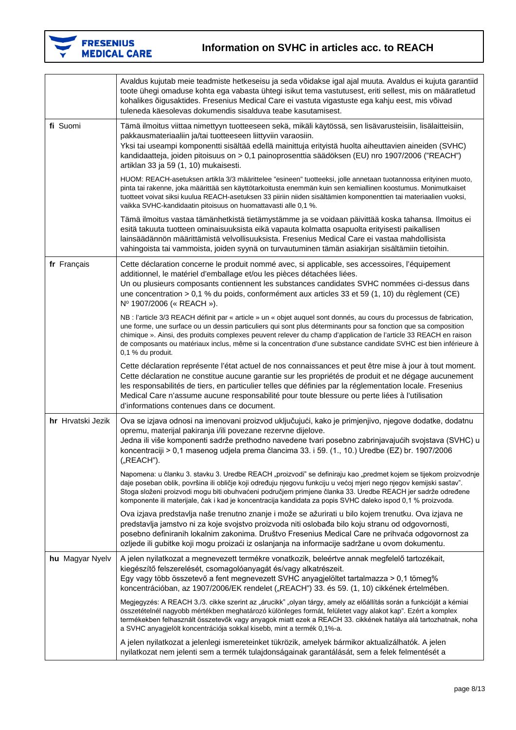| | |
|---|---|
| | Avaldus kujutab meie teadmiste hetkeseisu ja seda võidakse igal ajal muuta. Avaldus ei kujuta garantiid toote ühegi omaduse kohta ega vabasta ühtegi isikut tema vastutusest, eriti sellest, mis on määratletud kohalikes õigusaktides. Fresenius Medical Care ei vastuta vigastuste ega kahju eest, mis võivad tuleneda käesolevas dokumendis sisalduva teabe kasutamisest. |
| **fi** Suomi | Tämä ilmoitus viittaa nimettyyn tuotteeseen sekä, mikäli käytössä, sen lisävarusteisiin, lisälaitteisiin, pakkausmateriaaliin ja/tai tuotteeseen liittyviin varaosiin.<br>Yksi tai useampi komponentti sisältää edellä mainittuja erityistä huolta aiheuttavien aineiden (SVHC) kandidaatteja, joiden pitoisuus on > 0,1 painoprosenttia säädöksen (EU) nro 1907/2006 ("REACH") artiklan 33 ja 59 (1, 10) mukaisesti.<br><br>HUOM: REACH-asetuksen artikla 3/3 määrittelee "esineen" tuotteeksi, jolle annetaan tuotannossa erityinen muoto, pinta tai rakenne, joka määrittää sen käyttötarkoitusta enemmän kuin sen kemiallinen koostumus. Monimutkaiset tuotteet voivat siksi kuulua REACH-asetuksen 33 piiriin niiden sisältämien komponenttien tai materiaalien vuoksi, vaikka SVHC-kandidaatin pitoisuus on huomattavasti alle 0,1 %.<br><br>Tämä ilmoitus vastaa tämänhetkistä tietämystämme ja se voidaan päivittää koska tahansa. Ilmoitus ei esitä takuuta tuotteen ominaisuuksista eikä vapauta kolmatta osapuolta erityisesti paikallisen lainsäädännön määrittämistä velvollisuuksista. Fresenius Medical Care ei vastaa mahdollisista vahingoista tai vammoista, joiden syynä on turvautuminen tämän asiakirjan sisältämiin tietoihin. |
| **fr** Français | Cette déclaration concerne le produit nommé avec, si applicable, ses accessoires, l'équipement additionnel, le matériel d'emballage et/ou les pièces détachées liées.<br>Un ou plusieurs composants contiennent les substances candidates SVHC nommées ci-dessus dans une concentration > 0,1 % du poids, conformément aux articles 33 et 59 (1, 10) du règlement (CE) Nº 1907/2006 (« REACH »).<br><br>NB : l'article 3/3 REACH définit par « article » un « objet auquel sont donnés, au cours du processus de fabrication, une forme, une surface ou un dessin particuliers qui sont plus déterminants pour sa fonction que sa composition chimique ». Ainsi, des produits complexes peuvent relever du champ d'application de l'article 33 REACH en raison de composants ou matériaux inclus, même si la concentration d'une substance candidate SVHC est bien inférieure à 0,1 % du produit.<br><br>Cette déclaration représente l'état actuel de nos connaissances et peut être mise à jour à tout moment. Cette déclaration ne constitue aucune garantie sur les propriétés de produit et ne dégage aucunement les responsabilités de tiers, en particulier telles que définies par la réglementation locale. Fresenius Medical Care n'assume aucune responsabilité pour toute blessure ou perte liées à l'utilisation d'informations contenues dans ce document. |
| **hr** Hrvatski Jezik | Ova se izjava odnosi na imenovani proizvod uključujući, kako je primjenjivo, njegove dodatke, dodatnu opremu, materijal pakiranja i/ili povezane rezervne dijelove.<br>Jedna ili više komponenti sadrže prethodno navedene tvari posebno zabrinjavajućih svojstava (SVHC) u koncentraciji > 0,1 masenog udjela prema člancima 33. i 59. (1., 10.) Uredbe (EZ) br. 1907/2006 („REACH").<br><br>Napomena: u članku 3. stavku 3. Uredbe REACH „proizvodi" se definiraju kao „predmet kojem se tijekom proizvodnje daje poseban oblik, površina ili obličje koji određuju njegovu funkciju u većoj mjeri nego njegov kemijski sastav". Stoga složeni proizvodi mogu biti obuhvaćeni područjem primjene članka 33. Uredbe REACH jer sadrže određene komponente ili materijale, čak i kad je koncentracija kandidata za popis SVHC daleko ispod 0,1 % proizvoda.<br><br>Ova izjava predstavlja naše trenutno znanje i može se ažurirati u bilo kojem trenutku. Ova izjava ne predstavlja jamstvo ni za koje svojstvo proizvoda niti oslobađa bilo koju stranu od odgovornosti, posebno definiranih lokalnim zakonima. Društvo Fresenius Medical Care ne prihvaća odgovornost za ozljede ili gubitke koji mogu proizaći iz oslanjanja na informacije sadržane u ovom dokumentu. |
| **hu** Magyar Nyelv | A jelen nyilatkozat a megnevezett termékre vonatkozik, beleértve annak megfelelő tartozékait, kiegészítő felszerelését, csomagolóanyagát és/vagy alkatrészeit.<br>Egy vagy több összetevő a fent megnevezett SVHC anyagjelöltet tartalmazza > 0,1 tömeg% koncentrációban, az 1907/2006/EK rendelet („REACH") 33. és 59. (1, 10) cikkének értelmében.<br><br>Megjegyzés: A REACH 3./3. cikke szerint az „árucikk" „olyan tárgy, amely az előállítás során a funkcióját a kémiai összetételnél nagyobb mértékben meghatározó különleges formát, felületet vagy alakot kap". Ezért a komplex termékekben felhasznált összetevők vagy anyagok miatt ezek a REACH 33. cikkének hatálya alá tartozhatnak, noha a SVHC anyagjelölt koncentrációja sokkal kisebb, mint a termék 0,1%-a.<br><br>A jelen nyilatkozat a jelenlegi ismereteinket tükrözik, amelyek bármikor aktualizálhatók. A jelen nyilatkozat nem jelenti sem a termék tulajdonságainak garantálását, sem a felek felmentését a |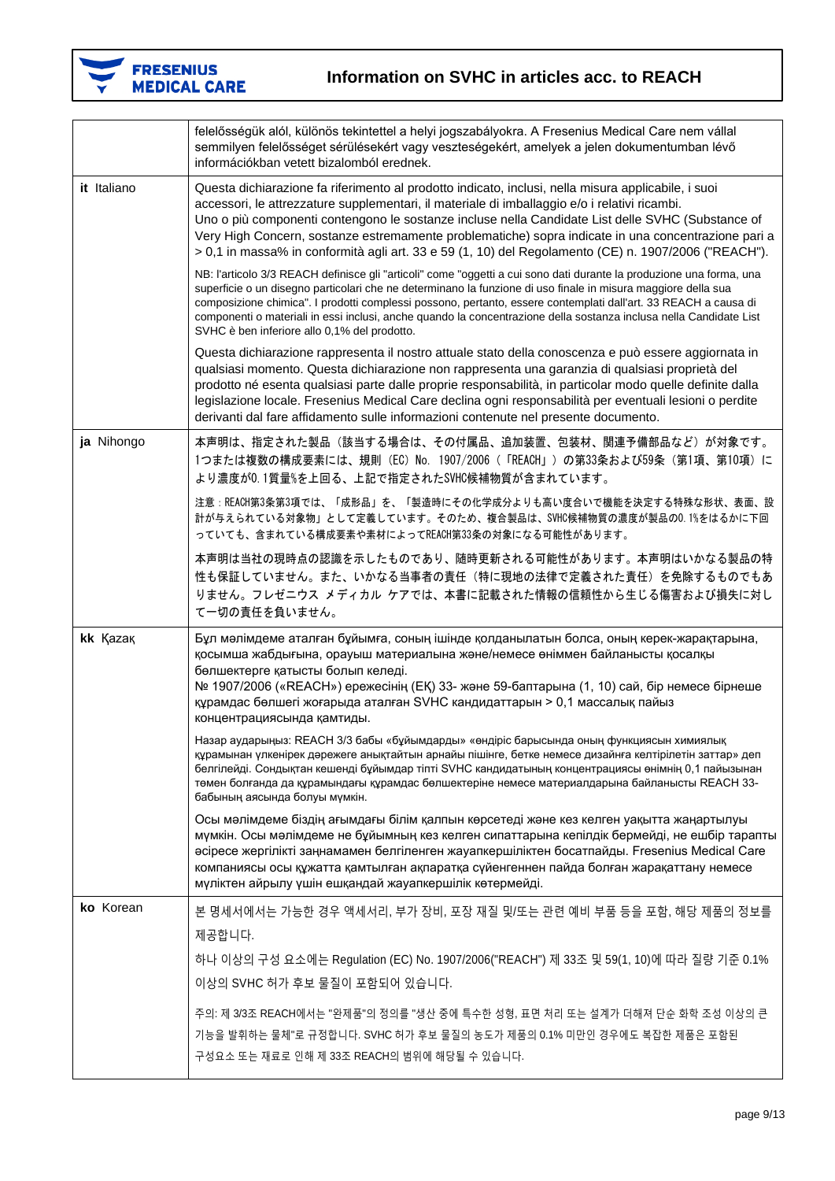| | |
|---|---|
| | felelősségük alól, különös tekintettel a helyi jogszabályokra. A Fresenius Medical Care nem vállal semmilyen felelősséget sérülésekért vagy veszteségekért, amelyek a jelen dokumentumban lévő információkban vetett bizalomból erednek. |
| **it** Italiano | Questa dichiarazione fa riferimento al prodotto indicato, inclusi, nella misura applicabile, i suoi accessori, le attrezzature supplementari, il materiale di imballaggio e/o i relativi ricambi.<br>Uno o più componenti contengono le sostanze incluse nella Candidate List delle SVHC (Substance of Very High Concern, sostanze estremamente problematiche) sopra indicate in una concentrazione pari a > 0,1 in massa% in conformità agli art. 33 e 59 (1, 10) del Regolamento (CE) n. 1907/2006 ("REACH").<br><br>NB: l'articolo 3/3 REACH definisce gli "articoli" come "oggetti a cui sono dati durante la produzione una forma, una superficie o un disegno particolari che ne determinano la funzione di uso finale in misura maggiore della sua composizione chimica". I prodotti complessi possono, pertanto, essere contemplati dall'art. 33 REACH a causa di componenti o materiali in essi inclusi, anche quando la concentrazione della sostanza inclusa nella Candidate List SVHC è ben inferiore allo 0,1% del prodotto.<br><br>Questa dichiarazione rappresenta il nostro attuale stato della conoscenza e può essere aggiornata in qualsiasi momento. Questa dichiarazione non rappresenta una garanzia di qualsiasi proprietà del prodotto né esenta qualsiasi parte dalle proprie responsabilità, in particolar modo quelle definite dalla legislazione locale. Fresenius Medical Care declina ogni responsabilità per eventuali lesioni o perdite derivanti dal fare affidamento sulle informazioni contenute nel presente documento. |
| **ja** Nihongo | 本声明は、指定された製品（該当する場合は、その付属品、追加装置、包装材、関連予備部品など）が対象です。1つまたは複数の構成要素には、規則（EC）No. 1907/2006（「REACH」）の第33条および59条（第1項、第10項）により濃度が0.1質量%を上回る、上記で指定されたSVHC候補物質が含まれています。<br><br>注意：REACH第3条第3項では、「成形品」を、「製造時にその化学成分よりも高い度合いで機能を決定する特殊な形状、表面、設計が与えられている対象物」として定義しています。そのため、複合製品は、SVHC候補物質の濃度が製品の0.1%をはるかに下回っていても、含まれている構成要素や素材によってREACH第33条の対象になる可能性があります。<br><br>本声明は当社の現時点の認識を示したものであり、随時更新される可能性があります。本声明はいかなる製品の特性も保証していません。また、いかなる当事者の責任（特に現地の法律で定義された責任）を免除するものでもありません。フレゼニウス メディカル ケアでは、本書に記載された情報の信頼性から生じる傷害および損失に対して一切の責任を負いません。 |
| **kk** Қазақ | Бұл мәлімдеме аталған бұйымға, соның ішінде қолданылатын болса, оның керек-жарақтарына, қосымша жабдығына, орауыш материалына және/немесе өніммен байланысты қосалқы бөлшектерге қатысты болып келеді.<br>№ 1907/2006 («REACH») ережесінің (ЕҚ) 33- және 59-баптарына (1, 10) сай, бір немесе бірнеше құрамдас бөлшегі жоғарыда аталған SVHC кандидаттарын > 0,1 массалық пайыз концентрациясында қамтиды.<br><br>Назар аударыңыз: REACH 3/3 бабы «бұйымдарды» «өндіріс барысында оның функциясын химиялық құрамынан үлкенірек дәрежеге анықтайтын арнайы пішінге, бетке немесе дизайнға келтірілетін заттар» деп белгілейді. Сондықтан кешенді бұйымдар тіпті SVHC кандидатының концентрациясы өнімнің 0,1 пайызынан төмен болғанда да құрамындағы құрамдас бөлшектеріне немесе материалдарына байланысты REACH 33-бабының аясында болуы мүмкін.<br><br>Осы мәлімдеме біздің ағымдағы білім қалпын көрсетеді және кез келген уақытта жаңартылуы мүмкін. Осы мәлімдеме не бұйымның кез келген сипаттарына кепілдік бермейді, не ешбір тарапты әсіресе жергілікті заңнамамен белгіленген жауапкершіліктен босатпайды. Fresenius Medical Care компаниясы осы құжатта қамтылған ақпаратқа сүйенгеннен пайда болған жарақаттану немесе мүліктен айрылу үшін ешқандай жауапкершілік көтермейді. |
| **ko** Korean | 본 명세서에서는 가능한 경우 액세서리, 부가 장비, 포장 재질 및/또는 관련 예비 부품 등을 포함, 해당 제품의 정보를 제공합니다.<br>하나 이상의 구성 요소에는 Regulation (EC) No. 1907/2006("REACH") 제 33조 및 59(1, 10)에 따라 질량 기준 0.1% 이상의 SVHC 허가 후보 물질이 포함되어 있습니다.<br><br>주의: 제 3/3조 REACH에서는 "완제품"의 정의를 "생산 중에 특수한 성형, 표면 처리 또는 설계가 더해져 단순 화학 조성 이상의 큰 기능을 발휘하는 물체"로 규정합니다. SVHC 허가 후보 물질의 농도가 제품의 0.1% 미만인 경우에도 복잡한 제품은 포함된 구성요소 또는 재료로 인해 제 33조 REACH의 범위에 해당될 수 있습니다. |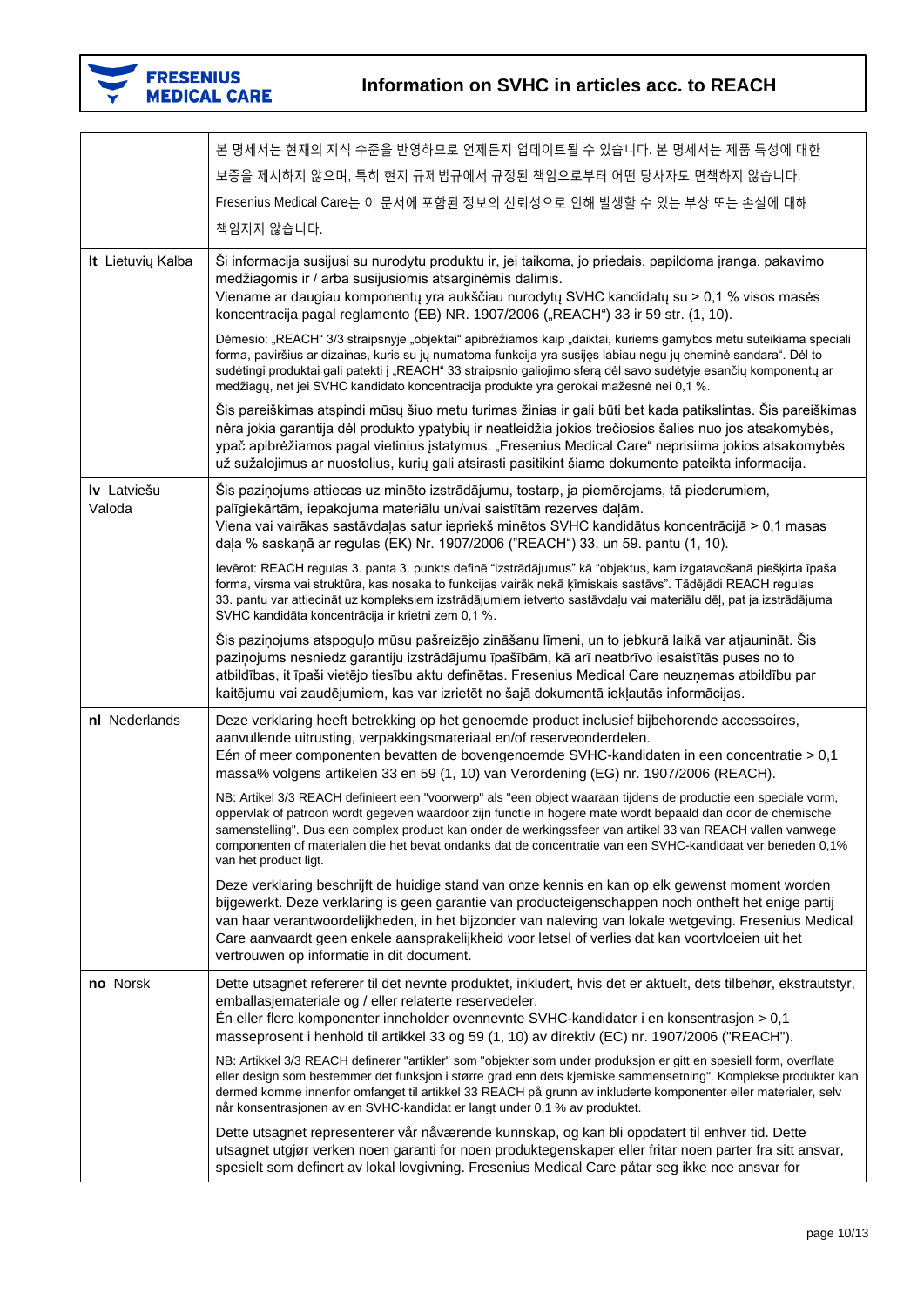| | |
|---|---|
| | 본 명세서는 현재의 지식 수준을 반영하므로 언제든지 업데이트될 수 있습니다. 본 명세서는 제품 특성에 대한 보증을 제시하지 않으며, 특히 현지 규제법규에서 규정된 책임으로부터 어떤 당사자도 면책하지 않습니다. Fresenius Medical Care는 이 문서에 포함된 정보의 신뢰성으로 인해 발생할 수 있는 부상 또는 손실에 대해 책임지지 않습니다. |
| **lt** Lietuvių Kalba | Ši informacija susijusi su nurodytu produktu ir, jei taikoma, jo priedais, papildoma įranga, pakavimo medžiagomis ir / arba susijusiomis atsarginėmis dalimis.<br>Viename ar daugiau komponentų yra aukščiau nurodytų SVHC kandidatų su > 0,1 % visos masės koncentracija pagal reglamento (EB) NR. 1907/2006 („REACH") 33 ir 59 str. (1, 10).<br><br>Dėmesio: „REACH" 3/3 straipsnyje „objektai" apibrėžiamos kaip „daiktai, kuriems gamybos metu suteikiama speciali forma, paviršius ar dizainas, kuris su jų numatoma funkcija yra susijęs labiau negu jų cheminė sandara". Dėl to sudėtingi produktai gali patekti į „REACH" 33 straipsnio galiojimo sferą dėl savo sudėtyje esančių komponentų ar medžiagų, net jei SVHC kandidato koncentracija produkte yra gerokai mažesnė nei 0,1 %.<br><br>Šis pareiškimas atspindi mūsų šiuo metu turimas žinias ir gali būti bet kada patikslintas. Šis pareiškimas nėra jokia garantija dėl produkto ypatybių ir neatleidžia jokios trečiosios šalies nuo jos atsakomybės, ypač apibrėžiamos pagal vietinius įstatymus. „Fresenius Medical Care" neprisiima jokios atsakomybės už sužalojimus ar nuostolius, kurių gali atsirasti pasitikint šiame dokumente pateikta informacija. |
| **lv** Latviešu Valoda | Šis paziņojums attiecas uz minēto izstrādājumu, tostarp, ja piemērojams, tā piederumiem, palīgiekārtām, iepakojuma materiālu un/vai saistītām rezerves daļām.<br>Viena vai vairākas sastāvdaļas satur iepriekš minētos SVHC kandidātus koncentrācijā > 0,1 masas daļa % saskaņā ar regulas (EK) Nr. 1907/2006 ("REACH") 33. un 59. pantu (1, 10).<br><br>Ievērot: REACH regulas 3. panta 3. punkts definē "izstrādājumus" kā "objektus, kam izgatavošanā piešķirta īpaša forma, virsma vai struktūra, kas nosaka to funkcijas vairāk nekā ķīmiskais sastāvs". Tādējādi REACH regulas 33. pantu var attiecināt uz kompleksiem izstrādājumiem ietverto sastāvdaļu vai materiālu dēļ, pat ja izstrādājuma SVHC kandidāta koncentrācija ir krietni zem 0,1 %.<br><br>Šis paziņojums atspoguļo mūsu pašreizējo zināšanu līmeni, un to jebkurā laikā var atjaunināt. Šis paziņojums nesniedz garantiju izstrādājumu īpašībām, kā arī neatbrīvo iesaistītās puses no to atbildības, it īpaši vietējo tiesību aktu definētas. Fresenius Medical Care neuzņemas atbildību par kaitējumu vai zaudējumiem, kas var izrietēt no šajā dokumentā iekļautās informācijas. |
| **nl** Nederlands | Deze verklaring heeft betrekking op het genoemde product inclusief bijbehorende accessoires, aanvullende uitrusting, verpakkingsmateriaal en/of reserveonderdelen.<br>Eén of meer componenten bevatten de bovengenoemde SVHC-kandidaten in een concentratie > 0,1 massa% volgens artikelen 33 en 59 (1, 10) van Verordening (EG) nr. 1907/2006 (REACH).<br><br>NB: Artikel 3/3 REACH definieert een "voorwerp" als "een object waaraan tijdens de productie een speciale vorm, oppervlak of patroon wordt gegeven waardoor zijn functie in hogere mate wordt bepaald dan door de chemische samenstelling". Dus een complex product kan onder de werkingssfeer van artikel 33 van REACH vallen vanwege componenten of materialen die het bevat ondanks dat de concentratie van een SVHC-kandidaat ver beneden 0,1% van het product ligt.<br><br>Deze verklaring beschrijft de huidige stand van onze kennis en kan op elk gewenst moment worden bijgewerkt. Deze verklaring is geen garantie van producteigenschappen noch ontheft het enige partij van haar verantwoordelijkheden, in het bijzonder van naleving van lokale wetgeving. Fresenius Medical Care aanvaardt geen enkele aansprakelijkheid voor letsel of verlies dat kan voortvloeien uit het vertrouwen op informatie in dit document. |
| **no** Norsk | Dette utsagnet refererer til det nevnte produktet, inkludert, hvis det er aktuelt, dets tilbehør, ekstrautstyr, emballasjemateriale og / eller relaterte reservedeler.<br>Én eller flere komponenter inneholder ovennevnte SVHC-kandidater i en konsentrasjon > 0,1 masseprosent i henhold til artikkel 33 og 59 (1, 10) av direktiv (EC) nr. 1907/2006 ("REACH").<br><br>NB: Artikkel 3/3 REACH definerer "artikler" som "objekter som under produksjon er gitt en spesiell form, overflate eller design som bestemmer det funksjon i større grad enn dets kjemiske sammensetning". Komplekse produkter kan dermed komme innenfor omfanget til artikkel 33 REACH på grunn av inkluderte komponenter eller materialer, selv når konsentrasjonen av en SVHC-kandidat er langt under 0,1 % av produktet.<br><br>Dette utsagnet representerer vår nåværende kunnskap, og kan bli oppdatert til enhver tid. Dette utsagnet utgjør verken noen garanti for noen produktegenskaper eller fritar noen parter fra sitt ansvar, spesielt som definert av lokal lovgivning. Fresenius Medical Care påtar seg ikke noe ansvar for |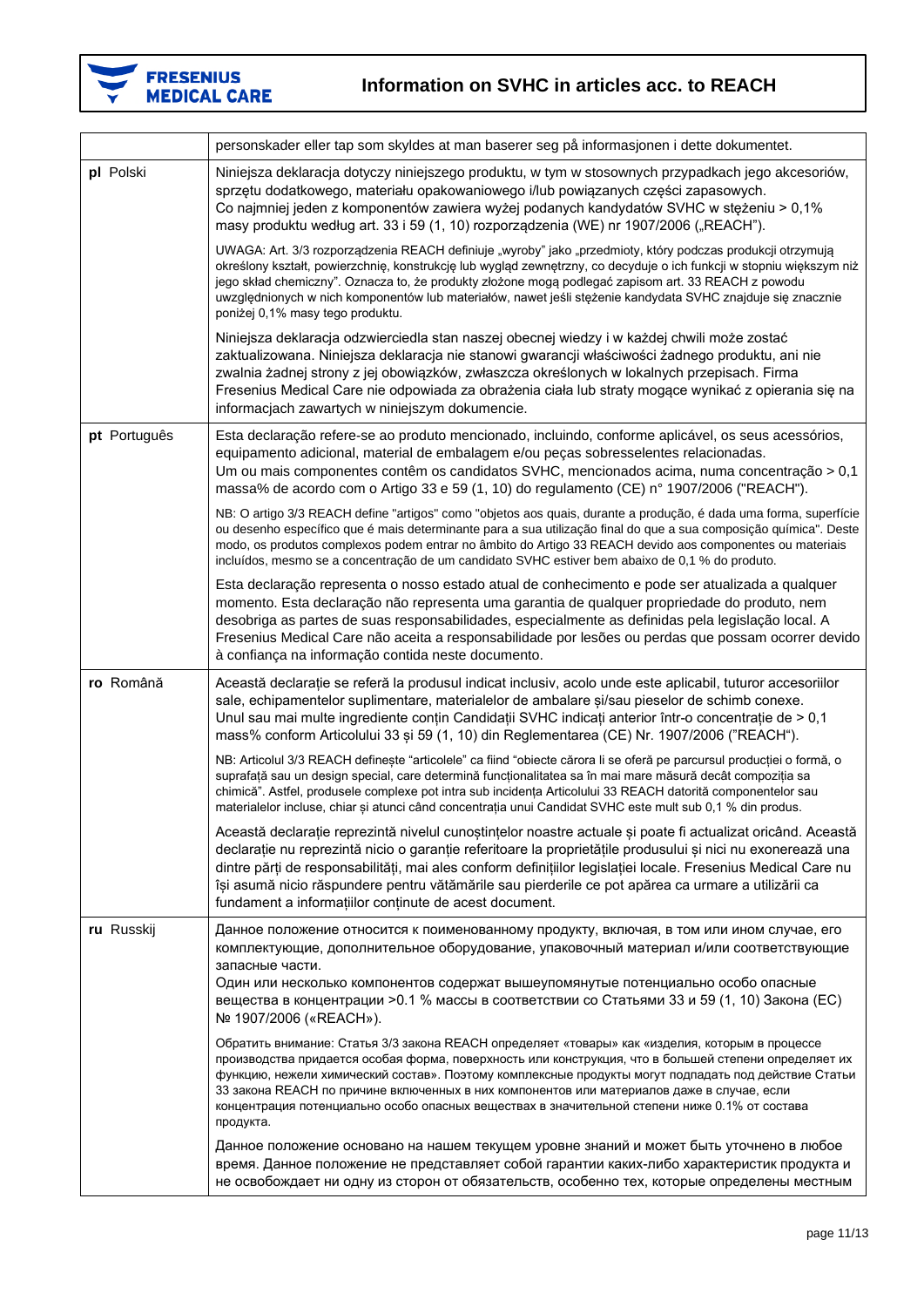| | |
|---|---|
| | personskader eller tap som skyldes at man baserer seg på informasjonen i dette dokumentet. |
| **pl** Polski | Niniejsza deklaracja dotyczy niniejszego produktu, w tym w stosownych przypadkach jego akcesoriów, sprzętu dodatkowego, materiału opakowaniowego i/lub powiązanych części zapasowych.<br>Co najmniej jeden z komponentów zawiera wyżej podanych kandydatów SVHC w stężeniu > 0,1% masy produktu według art. 33 i 59 (1, 10) rozporządzenia (WE) nr 1907/2006 („REACH"). |
| | UWAGA: Art. 3/3 rozporządzenia REACH definiuje „wyroby" jako „przedmioty, który podczas produkcji otrzymują określony kształt, powierzchnię, konstrukcję lub wygląd zewnętrzny, co decyduje o ich funkcji w stopniu większym niż jego skład chemiczny". Oznacza to, że produkty złożone mogą podlegać zapisom art. 33 REACH z powodu uwzględnionych w nich komponentów lub materiałów, nawet jeśli stężenie kandydata SVHC znajduje się znacznie poniżej 0,1% masy tego produktu. |
| | Niniejsza deklaracja odzwierciedla stan naszej obecnej wiedzy i w każdej chwili może zostać zaktualizowana. Niniejsza deklaracja nie stanowi gwarancji właściwości żadnego produktu, ani nie zwalnia żadnej strony z jej obowiązków, zwłaszcza określonych w lokalnych przepisach. Firma Fresenius Medical Care nie odpowiada za obrażenia ciała lub straty mogące wynikać z opierania się na informacjach zawartych w niniejszym dokumencie. |
| **pt** Português | Esta declaração refere-se ao produto mencionado, incluindo, conforme aplicável, os seus acessórios, equipamento adicional, material de embalagem e/ou peças sobresselentes relacionadas.<br>Um ou mais componentes contêm os candidatos SVHC, mencionados acima, numa concentração > 0,1 massa% de acordo com o Artigo 33 e 59 (1, 10) do regulamento (CE) n° 1907/2006 ("REACH"). |
| | NB: O artigo 3/3 REACH define "artigos" como "objetos aos quais, durante a produção, é dada uma forma, superfície ou desenho específico que é mais determinante para a sua utilização final do que a sua composição química". Deste modo, os produtos complexos podem entrar no âmbito do Artigo 33 REACH devido aos componentes ou materiais incluídos, mesmo se a concentração de um candidato SVHC estiver bem abaixo de 0,1 % do produto. |
| | Esta declaração representa o nosso estado atual de conhecimento e pode ser atualizada a qualquer momento. Esta declaração não representa uma garantia de qualquer propriedade do produto, nem desobriga as partes de suas responsabilidades, especialmente as definidas pela legislação local. A Fresenius Medical Care não aceita a responsabilidade por lesões ou perdas que possam ocorrer devido à confiança na informação contida neste documento. |
| **ro** Română | Această declarație se referă la produsul indicat inclusiv, acolo unde este aplicabil, tuturor accesoriilor sale, echipamentelor suplimentare, materialelor de ambalare și/sau pieselor de schimb conexe.<br>Unul sau mai multe ingrediente conțin Candidații SVHC indicați anterior într-o concentrație de > 0,1 mass% conform Articolului 33 și 59 (1, 10) din Reglementarea (CE) Nr. 1907/2006 ("REACH"). |
| | NB: Articolul 3/3 REACH definește "articolele" ca fiind "obiecte cărora li se oferă pe parcursul producției o formă, o suprafață sau un design special, care determină funcționalitatea sa în mai mare măsură decât compoziția sa chimică". Astfel, produsele complexe pot intra sub incidența Articolului 33 REACH datorită componentelor sau materialelor incluse, chiar și atunci când concentrația unui Candidat SVHC este mult sub 0,1 % din produs. |
| | Această declarație reprezintă nivelul cunoștințelor noastre actuale și poate fi actualizat oricând. Această declarație nu reprezintă nicio o garanție referitoare la proprietățile produsului și nici nu exonerează una dintre părți de responsabilități, mai ales conform definițiilor legislației locale. Fresenius Medical Care nu își asumă nicio răspundere pentru vătămările sau pierderile ce pot apărea ca urmare a utilizării ca fundament a informațiilor conținute de acest document. |
| **ru** Russkij | Данное положение относится к поименованному продукту, включая, в том или ином случае, его комплектующие, дополнительное оборудование, упаковочный материал и/или соответствующие запасные части.<br>Один или несколько компонентов содержат вышеупомянутые потенциально особо опасные вещества в концентрации >0.1 % массы в соответствии со Статьями 33 и 59 (1, 10) Закона (ЕС) № 1907/2006 («REACH»). |
| | Обратить внимание: Статья 3/3 закона REACH определяет «товары» как «изделия, которым в процессе производства придается особая форма, поверхность или конструкция, что в большей степени определяет их функцию, нежели химический состав». Поэтому комплексные продукты могут подпадать под действие Статьи 33 закона REACH по причине включенных в них компонентов или материалов даже в случае, если концентрация потенциально особо опасных веществах в значительной степени ниже 0.1% от состава продукта. |
| | Данное положение основано на нашем текущем уровне знаний и может быть уточнено в любое время. Данное положение не представляет собой гарантии каких-либо характеристик продукта и не освобождает ни одну из сторон от обязательств, особенно тех, которые определены местным |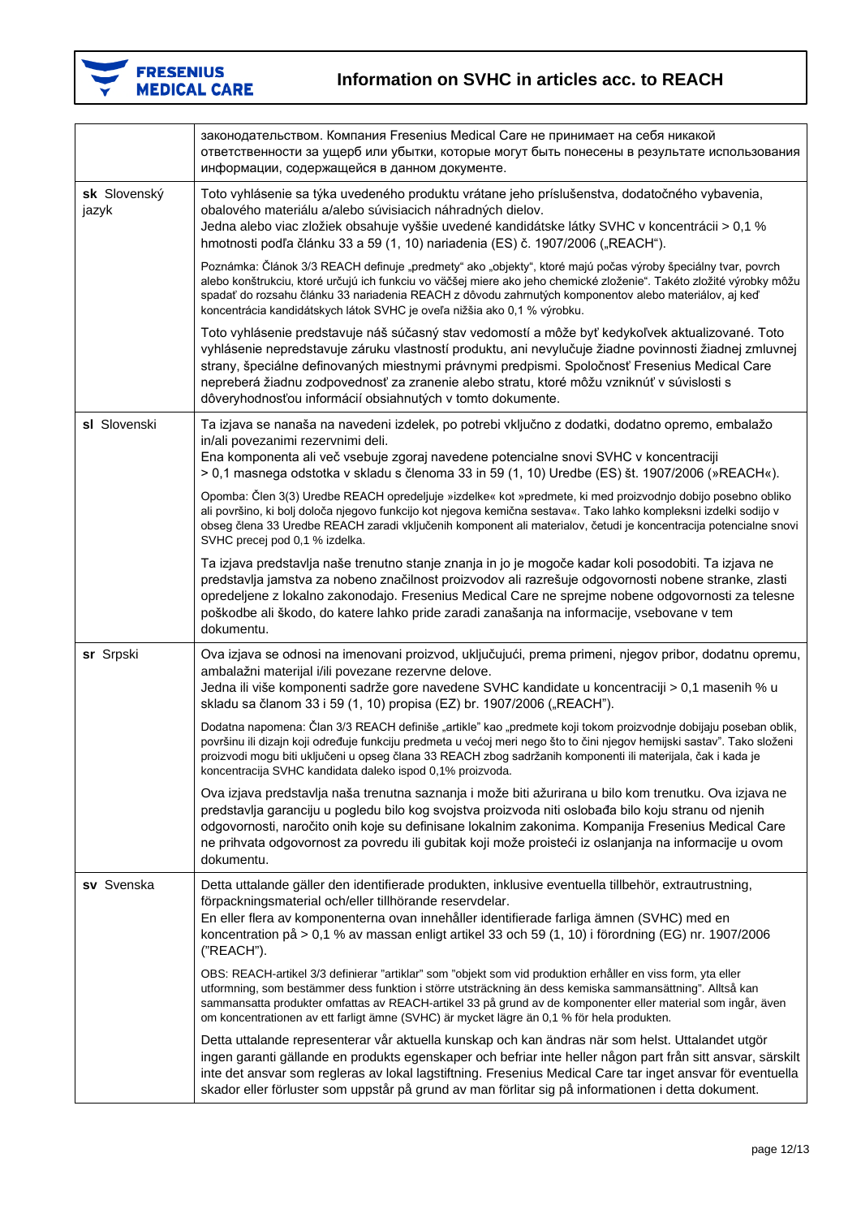| | |
|---|---|
| | законодательством. Компания Fresenius Medical Care не принимает на себя никакой ответственности за ущерб или убытки, которые могут быть понесены в результате использования информации, содержащейся в данном документе. |
| **sk** Slovenský jazyk | Toto vyhlásenie sa týka uvedeného produktu vrátane jeho príslušenstva, dodatočného vybavenia, obalového materiálu a/alebo súvisiacich náhradných dielov.<br>Jedna alebo viac zložiek obsahuje vyššie uvedené kandidátske látky SVHC v koncentrácii > 0,1 % hmotnosti podľa článku 33 a 59 (1, 10) nariadenia (ES) č. 1907/2006 („REACH").<br><br>Poznámka: Článok 3/3 REACH definuje „predmety" ako „objekty", ktoré majú počas výroby špeciálny tvar, povrch alebo konštrukciu, ktoré určujú ich funkciu vo väčšej miere ako jeho chemické zloženie". Takéto zložité výrobky môžu spadať do rozsahu článku 33 nariadenia REACH z dôvodu zahrnutých komponentov alebo materiálov, aj keď koncentrácia kandidátskych látok SVHC je oveľa nižšia ako 0,1 % výrobku.<br><br>Toto vyhlásenie predstavuje náš súčasný stav vedomostí a môže byť kedykoľvek aktualizované. Toto vyhlásenie nepredstavuje záruku vlastností produktu, ani nevylučuje žiadne povinnosti žiadnej zmluvnej strany, špeciálne definovaných miestnymi právnymi predpismi. Spoločnosť Fresenius Medical Care nepreberá žiadnu zodpovednosť za zranenie alebo stratu, ktoré môžu vzniknúť v súvislosti s dôveryhodnosťou informácií obsiahnutých v tomto dokumente. |
| **sl** Slovenski | Ta izjava se nanaša na navedeni izdelek, po potrebi vključno z dodatki, dodatno opremo, embalažo in/ali povezanimi rezervnimi deli.<br>Ena komponenta ali več vsebuje zgoraj navedene potencialne snovi SVHC v koncentraciji > 0,1 masnega odstotka v skladu s členoma 33 in 59 (1, 10) Uredbe (ES) št. 1907/2006 (»REACH«).<br><br>Opomba: Člen 3(3) Uredbe REACH opredeljuje »izdelke« kot »predmete, ki med proizvodnjo dobijo posebno obliko ali površino, ki bolj določa njegovo funkcijo kot njegova kemična sestava«. Tako lahko kompleksni izdelki sodijo v obseg člena 33 Uredbe REACH zaradi vključenih komponent ali materialov, četudi je koncentracija potencialne snovi SVHC precej pod 0,1 % izdelka.<br><br>Ta izjava predstavlja naše trenutno stanje znanja in jo je mogoče kadar koli posodobiti. Ta izjava ne predstavlja jamstva za nobeno značilnost proizvodov ali razrešuje odgovornosti nobene stranke, zlasti opredeljene z lokalno zakonodajo. Fresenius Medical Care ne sprejme nobene odgovornosti za telesne poškodbe ali škodo, do katere lahko pride zaradi zanašanja na informacije, vsebovane v tem dokumentu. |
| **sr** Srpski | Ova izjava se odnosi na imenovani proizvod, uključujući, prema primeni, njegov pribor, dodatnu opremu, ambalažni materijal i/ili povezane rezervne delove.<br>Jedna ili više komponenti sadrže gore navedene SVHC kandidate u koncentraciji > 0,1 masenih % u skladu sa članom 33 i 59 (1, 10) propisa (EZ) br. 1907/2006 („REACH").<br><br>Dodatna napomena: Član 3/3 REACH definiše „artikle" kao „predmete koji tokom proizvodnje dobijaju poseban oblik, površinu ili dizajn koji određuje funkciju predmeta u većoj meri nego što to čini njegov hemijski sastav". Tako složeni proizvodi mogu biti uključeni u opseg člana 33 REACH zbog sadržanih komponenti ili materijala, čak i kada je koncentracija SVHC kandidata daleko ispod 0,1% proizvoda.<br><br>Ova izjava predstavlja naša trenutna saznanja i može biti ažurirana u bilo kom trenutku. Ova izjava ne predstavlja garanciju u pogledu bilo kog svojstva proizvoda niti oslobađa bilo koju stranu od njenih odgovornosti, naročito onih koje su definisane lokalnim zakonima. Kompanija Fresenius Medical Care ne prihvata odgovornost za povredu ili gubitak koji može proisteći iz oslanjanja na informacije u ovom dokumentu. |
| **sv** Svenska | Detta uttalande gäller den identifierade produkten, inklusive eventuella tillbehör, extrautrustning, förpackningsmaterial och/eller tillhörande reservdelar.<br>En eller flera av komponenterna ovan innehåller identifierade farliga ämnen (SVHC) med en koncentration på > 0,1 % av massan enligt artikel 33 och 59 (1, 10) i förordning (EG) nr. 1907/2006 ("REACH").<br><br>OBS: REACH-artikel 3/3 definierar "artiklar" som "objekt som vid produktion erhåller en viss form, yta eller utformning, som bestämmer dess funktion i större utsträckning än dess kemiska sammansättning". Alltså kan sammansatta produkter omfattas av REACH-artikel 33 på grund av de komponenter eller material som ingår, även om koncentrationen av ett farligt ämne (SVHC) är mycket lägre än 0,1 % för hela produkten.<br><br>Detta uttalande representerar vår aktuella kunskap och kan ändras när som helst. Uttalandet utgör ingen garanti gällande en produkts egenskaper och befriar inte heller någon part från sitt ansvar, särskilt inte det ansvar som regleras av lokal lagstiftning. Fresenius Medical Care tar inget ansvar för eventuella skador eller förluster som uppstår på grund av man förlitar sig på informationen i detta dokument. |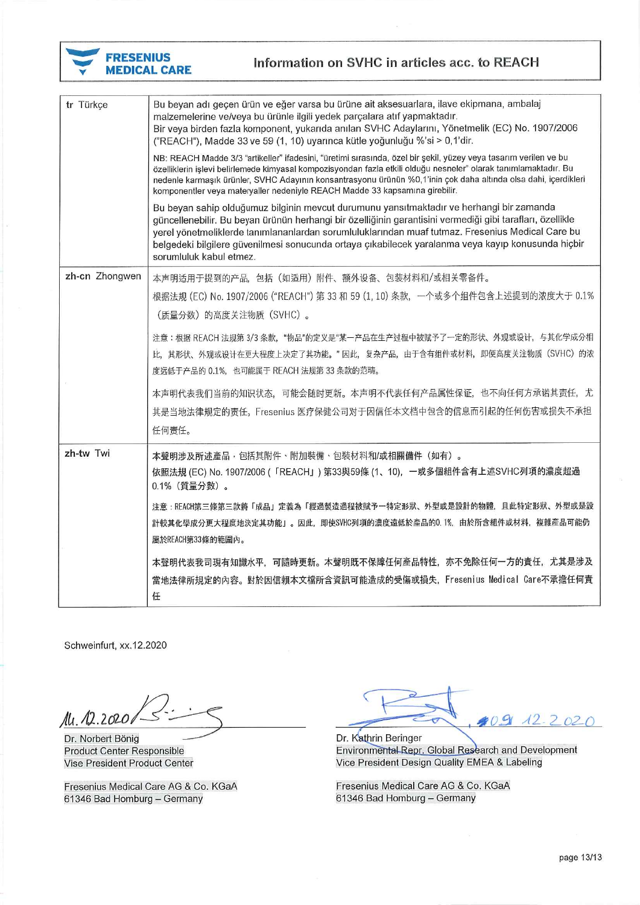| | |
|---|---|
| tr Türkçe | Bu beyan adı geçen ürün ve eğer varsa bu ürüne ait aksesuarlara, ilave ekipmana, ambalaj malzemelerine ve/veya bu ürünle ilgili yedek parçalara atıf yapmaktadır.<br>Bir veya birden fazla komponent, yukarıda anılan SVHC Adaylarını, Yönetmelik (EC) No. 1907/2006 ("REACH"), Madde 33 ve 59 (1, 10) uyarınca kütle yoğunluğu %'si > 0,1'dir.<br><br>NB: REACH Madde 3/3 "artikeller" ifadesini, "üretimi sırasında, özel bir şekil, yüzey veya tasarım verilen ve bu özelliklerin işlevi belirlemede kimyasal kompozisyondan fazla etkili olduğu nesneler" olarak tanımlamaktadır. Bu nedenle karmaşık ürünler, SVHC Adayının konsantrasyonu ürünün %0,1'inin çok daha altında olsa dahi, içerdikleri komponentler veya materyaller nedeniyle REACH Madde 33 kapsamına girebilir.<br><br>Bu beyan sahip olduğumuz bilginin mevcut durumunu yansıtmaktadır ve herhangi bir zamanda güncellenebilir. Bu beyan ürünün herhangi bir özelliğinin garantisini vermediği gibi tarafları, özellikle yerel yönetmeliklerde tanımlananlardan sorumluluklarından muaf tutmaz. Fresenius Medical Care bu belgedeki bilgilere güvenilmesi sonucunda ortaya çıkabilecek yaralanma veya kayıp konusunda hiçbir sorumluluk kabul etmez. |
| zh-cn Zhongwen | 本声明适用于提到的产品，包括（如适用）附件、额外设备、包装材料和/或相关零备件。<br>根据法规 (EC) No. 1907/2006 ("REACH") 第 33 和 59 (1, 10) 条款，一个或多个组件包含上述提到的浓度大于 0.1%（质量分数）的高度关注物质（SVHC）。<br><br>注意：根据 REACH 法规第 3/3 条款，"物品"的定义是"某一产品在生产过程中被赋予了一定的形状、外观或设计，与其化学成分相比，其形状、外观或设计在更大程度上决定了其功能。" 因此，复杂产品，由于含有组件或材料，即便高度关注物质（SVHC）的浓度远低于产品的 0.1%，也可能属于 REACH 法规第 33 条款的范畴。<br><br>本声明代表我们当前的知识状态，可能会随时更新。本声明不代表任何产品属性保证，也不向任何方承诺其责任，尤其是当地法律规定的责任。Fresenius 医疗保健公司对于因信任本文档中包含的信息而引起的任何伤害或损失不承担任何责任。 |
| zh-tw Twi | 本聲明涉及所述產品，包括其附件、附加裝備、包裝材料和/或相關備件（如有）。<br>依照法規 (EC) No. 1907/2006（「REACH」）第33與59條 (1、10)，一或多個組件含有上述SVHC列項的濃度超過 0.1%（質量分數）。<br><br>注意：REACH第三條第三款將「成品」定義為「經過製造過程被賦予一特定形狀、外型或是設計的物體，且此特定形狀、外型或是設計較其化學成分更大程度地決定其功能」。因此，即使SVHC列項的濃度遠低於產品的0.1%，由於所含組件或材料，複雜產品可能仍屬於REACH第33條的範圍內。<br><br>本聲明代表我司現有知識水平，可隨時更新。本聲明既不保障任何產品特性，亦不免除任何一方的責任，尤其是涉及當地法律所規定的內容。對於因信賴本文檔所含資訊可能造成的受傷或損失，Fresenius Medical Care不承擔任何責任 |

Schweinfurt, xx.12.2020

11.12.2020

Dr. Norbert Bönig
Product Center Responsible
Vise President Product Center

Fresenius Medical Care AG & Co. KGaA
61346 Bad Homburg – Germany

09.12.2020

Dr. Kathrin Beringer
Environmental Repr. Global Research and Development
Vice President Design Quality EMEA & Labeling

Fresenius Medical Care AG & Co. KGaA
61346 Bad Homburg – Germany